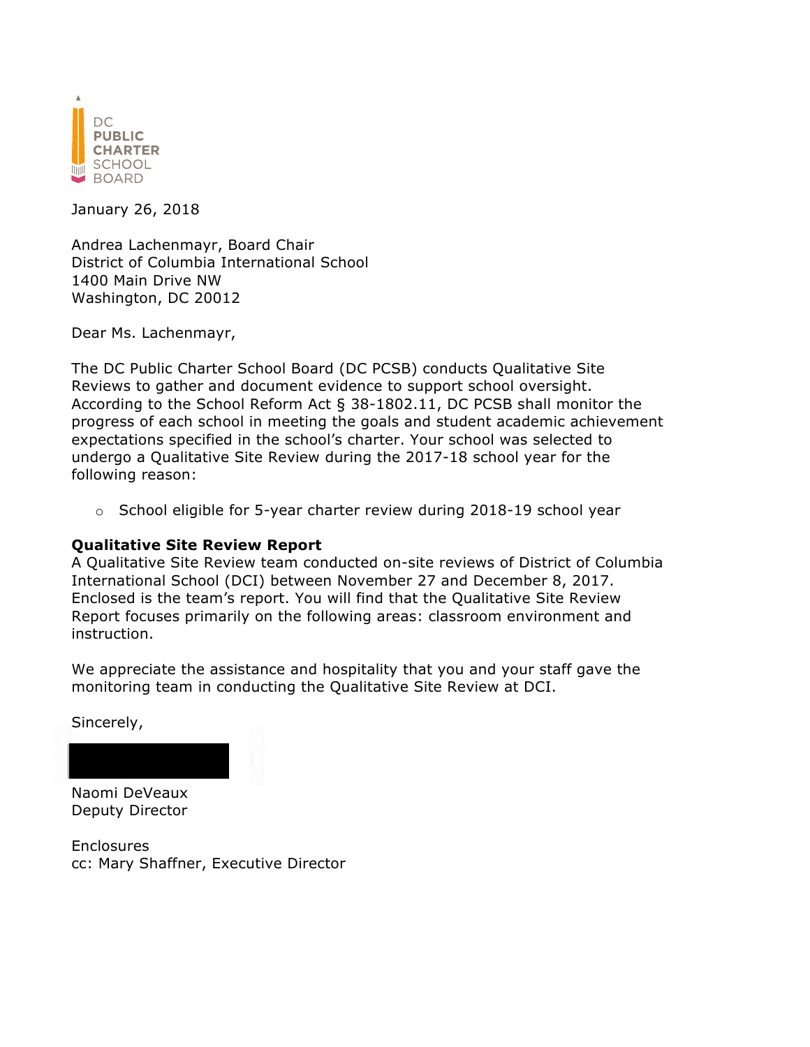DC PUBLIC CHARTER SCHOOL BOARD

January 26, 2018

Andrea Lachenmayr, Board Chair
District of Columbia International School
1400 Main Drive NW
Washington, DC 20012

Dear Ms. Lachenmayr,

The DC Public Charter School Board (DC PCSB) conducts Qualitative Site Reviews to gather and document evidence to support school oversight. According to the School Reform Act § 38-1802.11, DC PCSB shall monitor the progress of each school in meeting the goals and student academic achievement expectations specified in the school's charter. Your school was selected to undergo a Qualitative Site Review during the 2017-18 school year for the following reason:

- School eligible for 5-year charter review during 2018-19 school year

**Qualitative Site Review Report**
A Qualitative Site Review team conducted on-site reviews of District of Columbia International School (DCI) between November 27 and December 8, 2017. Enclosed is the team's report. You will find that the Qualitative Site Review Report focuses primarily on the following areas: classroom environment and instruction.

We appreciate the assistance and hospitality that you and your staff gave the monitoring team in conducting the Qualitative Site Review at DCI.

Sincerely,

Naomi DeVeaux
Deputy Director

Enclosures
cc: Mary Shaffner, Executive Director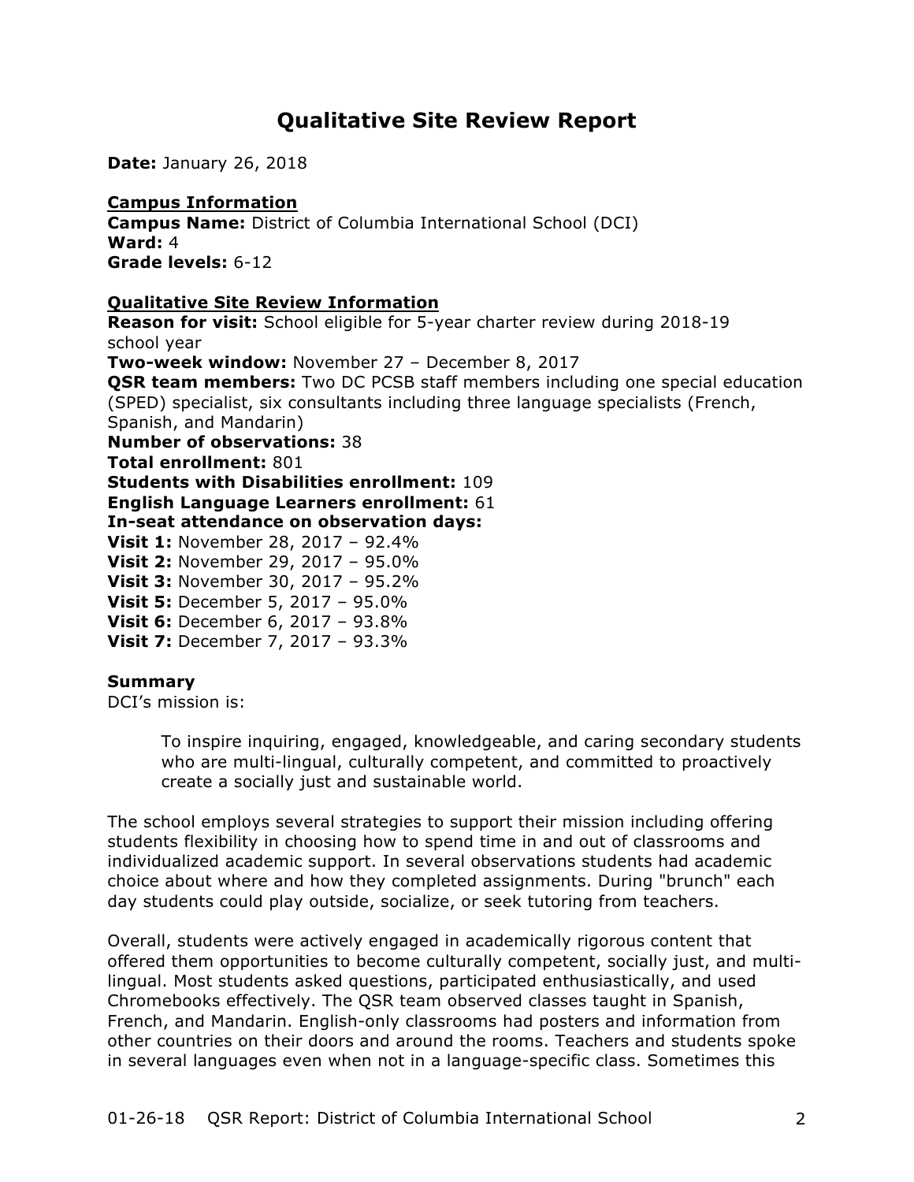# Qualitative Site Review Report

**Date:** January 26, 2018

**Campus Information**

**Campus Name:** District of Columbia International School (DCI)
**Ward:** 4
**Grade levels:** 6-12

**Qualitative Site Review Information**

**Reason for visit:** School eligible for 5-year charter review during 2018-19 school year
**Two-week window:** November 27 – December 8, 2017
**QSR team members:** Two DC PCSB staff members including one special education (SPED) specialist, six consultants including three language specialists (French, Spanish, and Mandarin)
**Number of observations:** 38
**Total enrollment:** 801
**Students with Disabilities enrollment:** 109
**English Language Learners enrollment:** 61
**In-seat attendance on observation days:**
**Visit 1:** November 28, 2017 – 92.4%
**Visit 2:** November 29, 2017 – 95.0%
**Visit 3:** November 30, 2017 – 95.2%
**Visit 5:** December 5, 2017 – 95.0%
**Visit 6:** December 6, 2017 – 93.8%
**Visit 7:** December 7, 2017 – 93.3%

**Summary**

DCI's mission is:

> To inspire inquiring, engaged, knowledgeable, and caring secondary students who are multi-lingual, culturally competent, and committed to proactively create a socially just and sustainable world.

The school employs several strategies to support their mission including offering students flexibility in choosing how to spend time in and out of classrooms and individualized academic support. In several observations students had academic choice about where and how they completed assignments. During "brunch" each day students could play outside, socialize, or seek tutoring from teachers.

Overall, students were actively engaged in academically rigorous content that offered them opportunities to become culturally competent, socially just, and multi-lingual. Most students asked questions, participated enthusiastically, and used Chromebooks effectively. The QSR team observed classes taught in Spanish, French, and Mandarin. English-only classrooms had posters and information from other countries on their doors and around the rooms. Teachers and students spoke in several languages even when not in a language-specific class. Sometimes this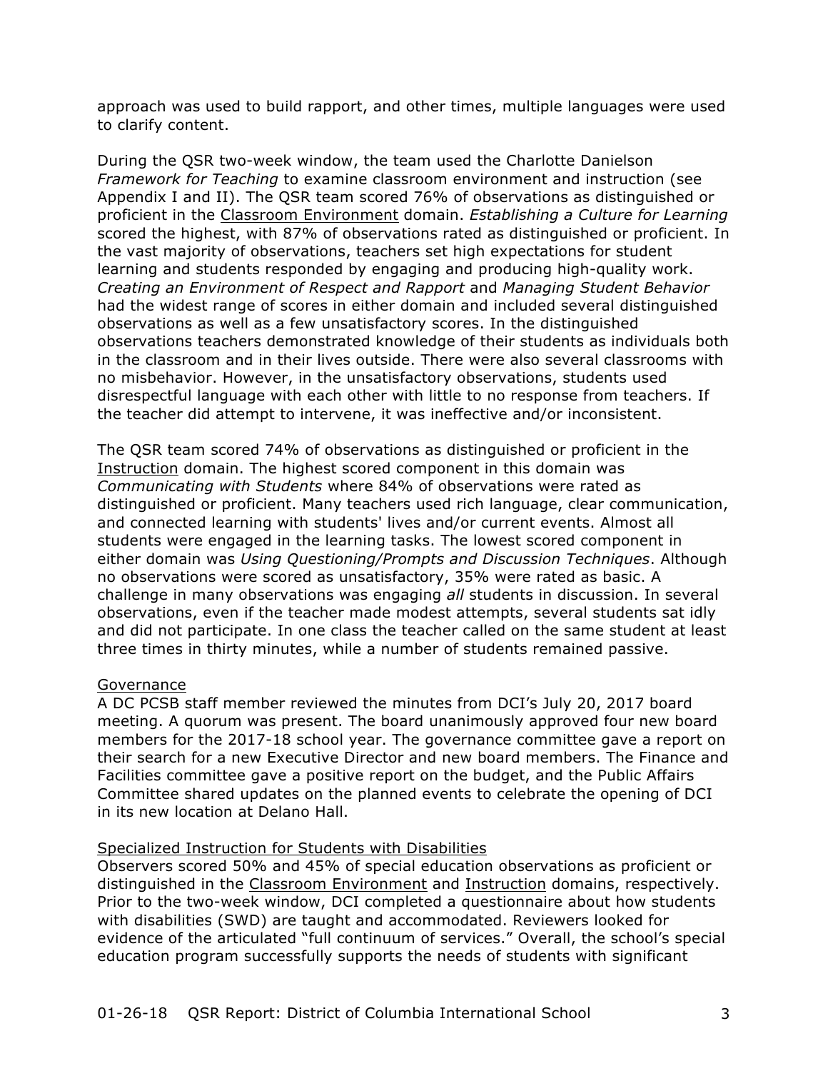approach was used to build rapport, and other times, multiple languages were used to clarify content.

During the QSR two-week window, the team used the Charlotte Danielson *Framework for Teaching* to examine classroom environment and instruction (see Appendix I and II). The QSR team scored 76% of observations as distinguished or proficient in the Classroom Environment domain. *Establishing a Culture for Learning* scored the highest, with 87% of observations rated as distinguished or proficient. In the vast majority of observations, teachers set high expectations for student learning and students responded by engaging and producing high-quality work. *Creating an Environment of Respect and Rapport* and *Managing Student Behavior* had the widest range of scores in either domain and included several distinguished observations as well as a few unsatisfactory scores. In the distinguished observations teachers demonstrated knowledge of their students as individuals both in the classroom and in their lives outside. There were also several classrooms with no misbehavior. However, in the unsatisfactory observations, students used disrespectful language with each other with little to no response from teachers. If the teacher did attempt to intervene, it was ineffective and/or inconsistent.

The QSR team scored 74% of observations as distinguished or proficient in the Instruction domain. The highest scored component in this domain was *Communicating with Students* where 84% of observations were rated as distinguished or proficient. Many teachers used rich language, clear communication, and connected learning with students' lives and/or current events. Almost all students were engaged in the learning tasks. The lowest scored component in either domain was *Using Questioning/Prompts and Discussion Techniques*. Although no observations were scored as unsatisfactory, 35% were rated as basic. A challenge in many observations was engaging *all* students in discussion. In several observations, even if the teacher made modest attempts, several students sat idly and did not participate. In one class the teacher called on the same student at least three times in thirty minutes, while a number of students remained passive.

Governance

A DC PCSB staff member reviewed the minutes from DCI's July 20, 2017 board meeting. A quorum was present. The board unanimously approved four new board members for the 2017-18 school year. The governance committee gave a report on their search for a new Executive Director and new board members. The Finance and Facilities committee gave a positive report on the budget, and the Public Affairs Committee shared updates on the planned events to celebrate the opening of DCI in its new location at Delano Hall.

Specialized Instruction for Students with Disabilities

Observers scored 50% and 45% of special education observations as proficient or distinguished in the Classroom Environment and Instruction domains, respectively. Prior to the two-week window, DCI completed a questionnaire about how students with disabilities (SWD) are taught and accommodated. Reviewers looked for evidence of the articulated "full continuum of services." Overall, the school's special education program successfully supports the needs of students with significant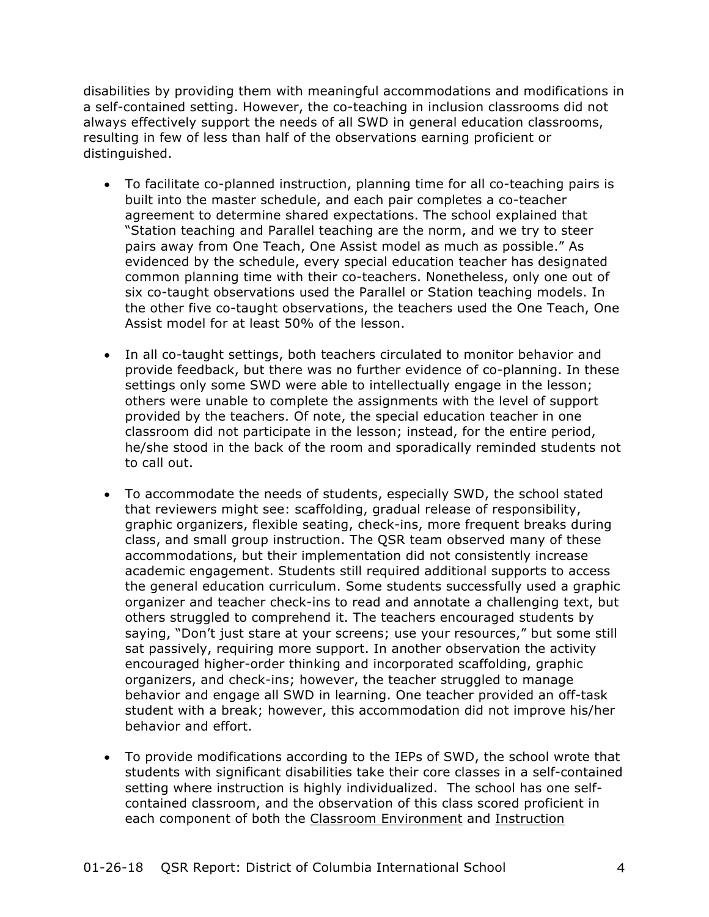disabilities by providing them with meaningful accommodations and modifications in a self-contained setting. However, the co-teaching in inclusion classrooms did not always effectively support the needs of all SWD in general education classrooms, resulting in few of less than half of the observations earning proficient or distinguished.

- To facilitate co-planned instruction, planning time for all co-teaching pairs is built into the master schedule, and each pair completes a co-teacher agreement to determine shared expectations. The school explained that "Station teaching and Parallel teaching are the norm, and we try to steer pairs away from One Teach, One Assist model as much as possible." As evidenced by the schedule, every special education teacher has designated common planning time with their co-teachers. Nonetheless, only one out of six co-taught observations used the Parallel or Station teaching models. In the other five co-taught observations, the teachers used the One Teach, One Assist model for at least 50% of the lesson.

- In all co-taught settings, both teachers circulated to monitor behavior and provide feedback, but there was no further evidence of co-planning. In these settings only some SWD were able to intellectually engage in the lesson; others were unable to complete the assignments with the level of support provided by the teachers. Of note, the special education teacher in one classroom did not participate in the lesson; instead, for the entire period, he/she stood in the back of the room and sporadically reminded students not to call out.

- To accommodate the needs of students, especially SWD, the school stated that reviewers might see: scaffolding, gradual release of responsibility, graphic organizers, flexible seating, check-ins, more frequent breaks during class, and small group instruction. The QSR team observed many of these accommodations, but their implementation did not consistently increase academic engagement. Students still required additional supports to access the general education curriculum. Some students successfully used a graphic organizer and teacher check-ins to read and annotate a challenging text, but others struggled to comprehend it. The teachers encouraged students by saying, "Don't just stare at your screens; use your resources," but some still sat passively, requiring more support. In another observation the activity encouraged higher-order thinking and incorporated scaffolding, graphic organizers, and check-ins; however, the teacher struggled to manage behavior and engage all SWD in learning. One teacher provided an off-task student with a break; however, this accommodation did not improve his/her behavior and effort.

- To provide modifications according to the IEPs of SWD, the school wrote that students with significant disabilities take their core classes in a self-contained setting where instruction is highly individualized. The school has one self-contained classroom, and the observation of this class scored proficient in each component of both the Classroom Environment and Instruction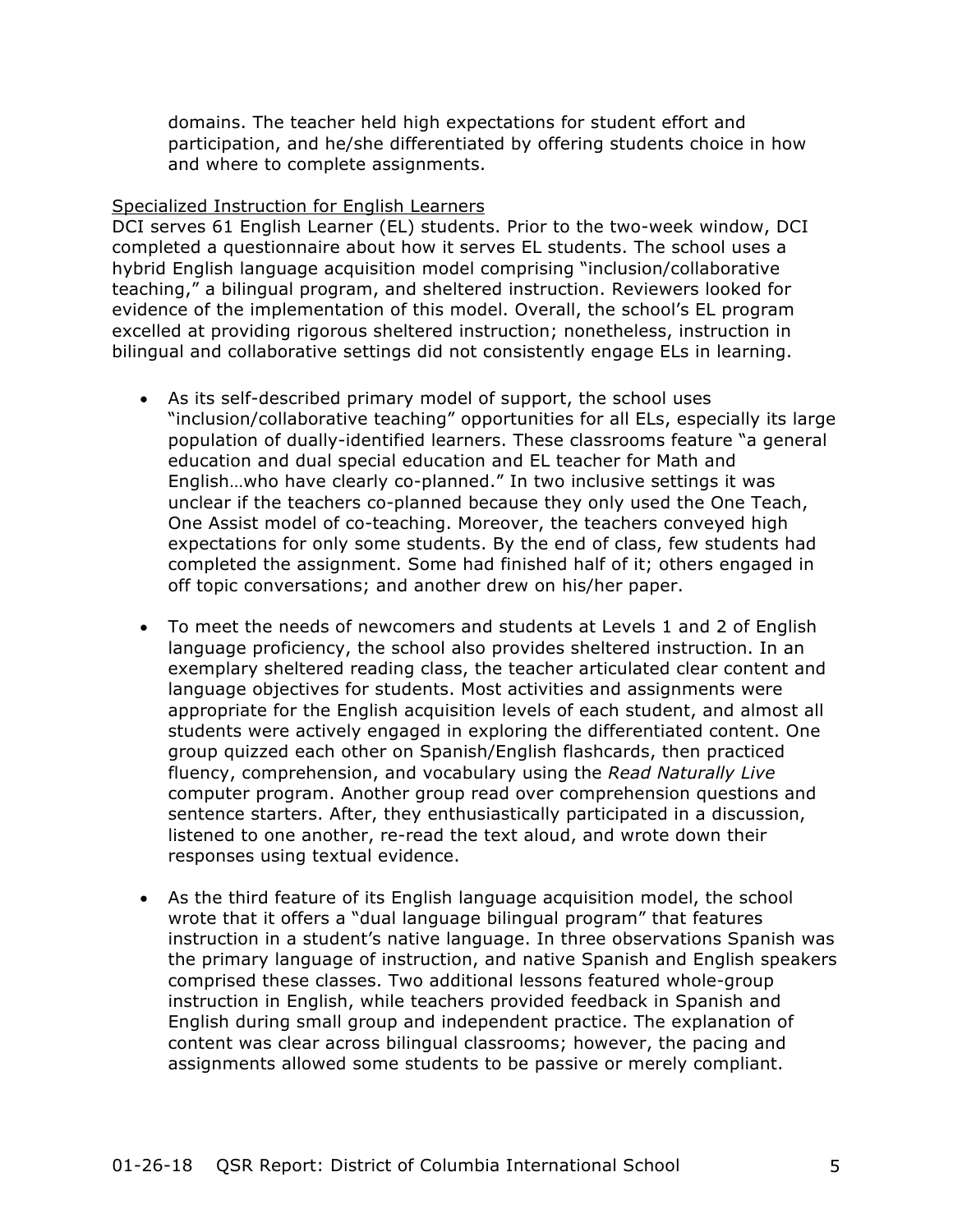domains. The teacher held high expectations for student effort and participation, and he/she differentiated by offering students choice in how and where to complete assignments.

<u>Specialized Instruction for English Learners</u>

DCI serves 61 English Learner (EL) students. Prior to the two-week window, DCI completed a questionnaire about how it serves EL students. The school uses a hybrid English language acquisition model comprising "inclusion/collaborative teaching," a bilingual program, and sheltered instruction. Reviewers looked for evidence of the implementation of this model. Overall, the school's EL program excelled at providing rigorous sheltered instruction; nonetheless, instruction in bilingual and collaborative settings did not consistently engage ELs in learning.

- As its self-described primary model of support, the school uses "inclusion/collaborative teaching" opportunities for all ELs, especially its large population of dually-identified learners. These classrooms feature "a general education and dual special education and EL teacher for Math and English…who have clearly co-planned." In two inclusive settings it was unclear if the teachers co-planned because they only used the One Teach, One Assist model of co-teaching. Moreover, the teachers conveyed high expectations for only some students. By the end of class, few students had completed the assignment. Some had finished half of it; others engaged in off topic conversations; and another drew on his/her paper.

- To meet the needs of newcomers and students at Levels 1 and 2 of English language proficiency, the school also provides sheltered instruction. In an exemplary sheltered reading class, the teacher articulated clear content and language objectives for students. Most activities and assignments were appropriate for the English acquisition levels of each student, and almost all students were actively engaged in exploring the differentiated content. One group quizzed each other on Spanish/English flashcards, then practiced fluency, comprehension, and vocabulary using the *Read Naturally Live* computer program. Another group read over comprehension questions and sentence starters. After, they enthusiastically participated in a discussion, listened to one another, re-read the text aloud, and wrote down their responses using textual evidence.

- As the third feature of its English language acquisition model, the school wrote that it offers a "dual language bilingual program" that features instruction in a student's native language. In three observations Spanish was the primary language of instruction, and native Spanish and English speakers comprised these classes. Two additional lessons featured whole-group instruction in English, while teachers provided feedback in Spanish and English during small group and independent practice. The explanation of content was clear across bilingual classrooms; however, the pacing and assignments allowed some students to be passive or merely compliant.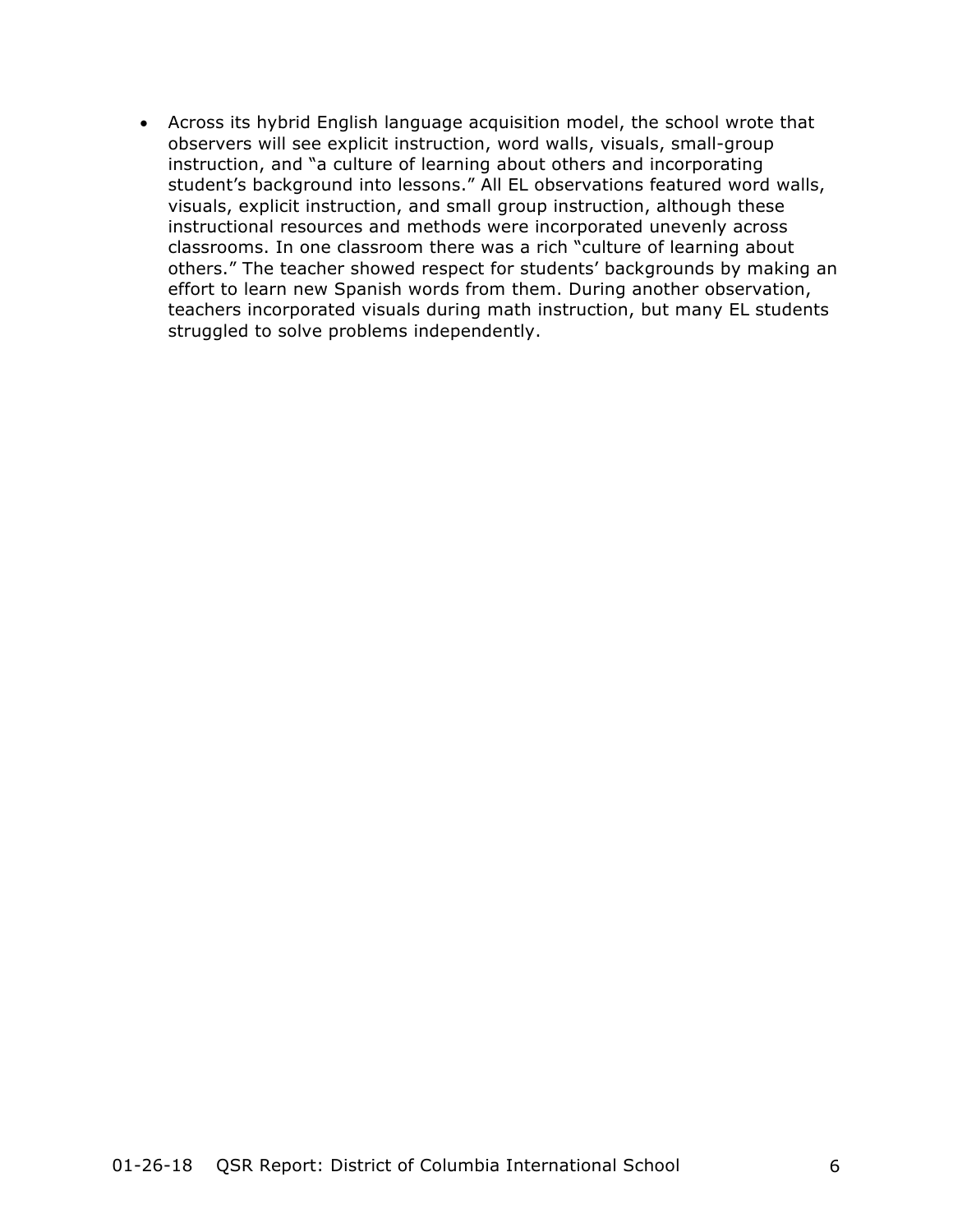- Across its hybrid English language acquisition model, the school wrote that observers will see explicit instruction, word walls, visuals, small-group instruction, and "a culture of learning about others and incorporating student's background into lessons." All EL observations featured word walls, visuals, explicit instruction, and small group instruction, although these instructional resources and methods were incorporated unevenly across classrooms. In one classroom there was a rich "culture of learning about others." The teacher showed respect for students' backgrounds by making an effort to learn new Spanish words from them. During another observation, teachers incorporated visuals during math instruction, but many EL students struggled to solve problems independently.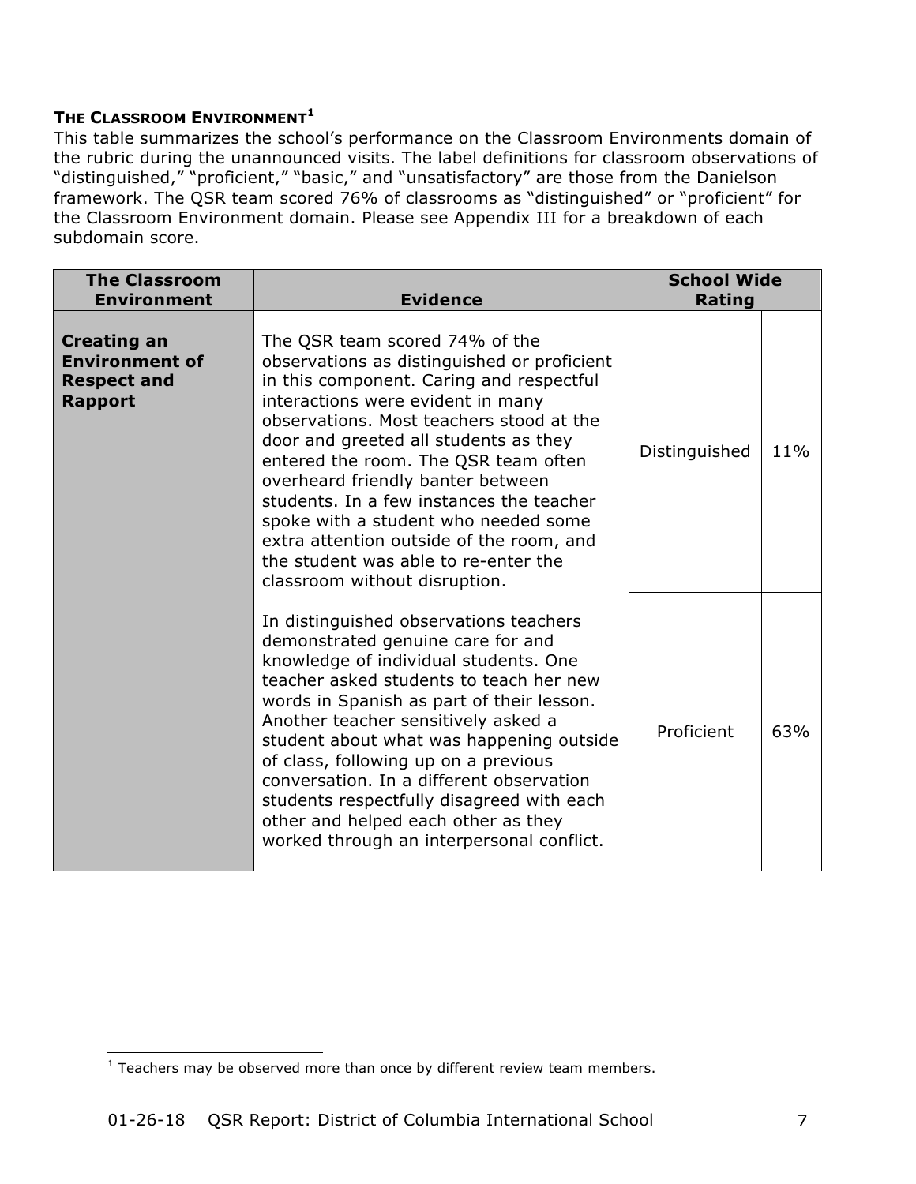### THE CLASSROOM ENVIRONMENT[1]

This table summarizes the school's performance on the Classroom Environments domain of the rubric during the unannounced visits. The label definitions for classroom observations of "distinguished," "proficient," "basic," and "unsatisfactory" are those from the Danielson framework. The QSR team scored 76% of classrooms as "distinguished" or "proficient" for the Classroom Environment domain. Please see Appendix III for a breakdown of each subdomain score.

| The Classroom Environment | Evidence | School Wide Rating | |
|---|---|---|---|
| **Creating an Environment of Respect and Rapport** | The QSR team scored 74% of the observations as distinguished or proficient in this component. Caring and respectful interactions were evident in many observations. Most teachers stood at the door and greeted all students as they entered the room. The QSR team often overheard friendly banter between students. In a few instances the teacher spoke with a student who needed some extra attention outside of the room, and the student was able to re-enter the classroom without disruption.<br><br>In distinguished observations teachers demonstrated genuine care for and knowledge of individual students. One teacher asked students to teach her new words in Spanish as part of their lesson. Another teacher sensitively asked a student about what was happening outside of class, following up on a previous conversation. In a different observation students respectfully disagreed with each other and helped each other as they worked through an interpersonal conflict. | Distinguished | 11% |
| | | Proficient | 63% |

[1] Teachers may be observed more than once by different review team members.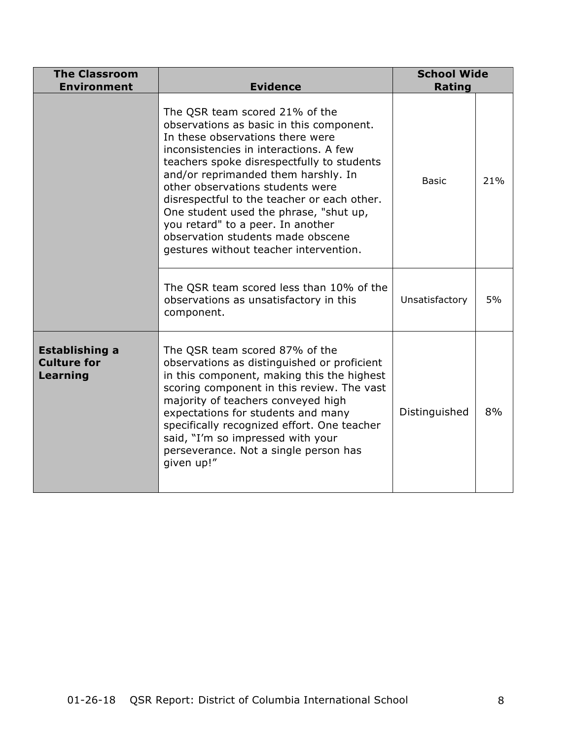| The Classroom Environment | Evidence | School Wide Rating | |
|---|---|---|---|
| | The QSR team scored 21% of the observations as basic in this component. In these observations there were inconsistencies in interactions. A few teachers spoke disrespectfully to students and/or reprimanded them harshly. In other observations students were disrespectful to the teacher or each other. One student used the phrase, "shut up, you retard" to a peer. In another observation students made obscene gestures without teacher intervention. | Basic | 21% |
| | The QSR team scored less than 10% of the observations as unsatisfactory in this component. | Unsatisfactory | 5% |
| **Establishing a Culture for Learning** | The QSR team scored 87% of the observations as distinguished or proficient in this component, making this the highest scoring component in this review. The vast majority of teachers conveyed high expectations for students and many specifically recognized effort. One teacher said, "I'm so impressed with your perseverance. Not a single person has given up!" | Distinguished | 8% |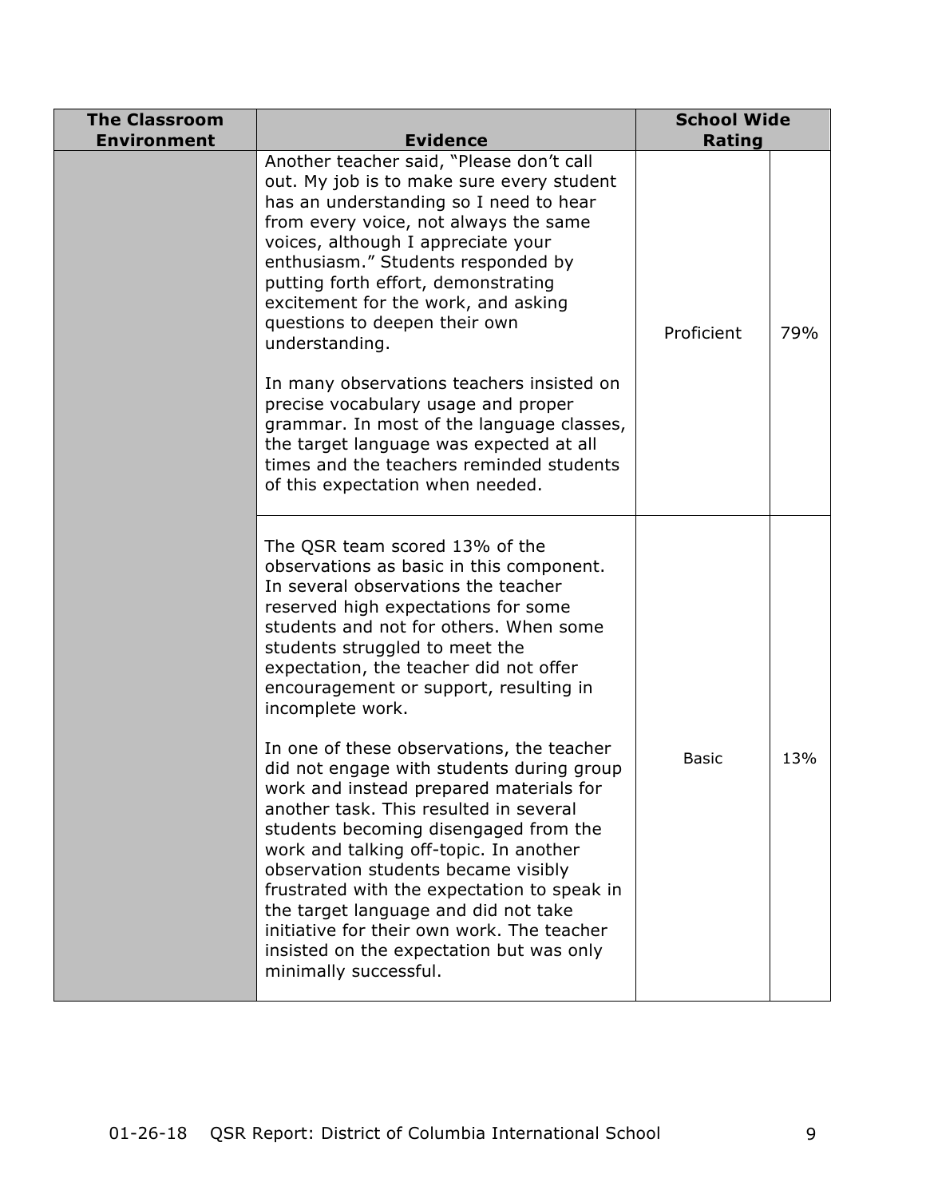| The Classroom Environment | Evidence | School Wide Rating | |
|---|---|---|---|
| | Another teacher said, "Please don't call out. My job is to make sure every student has an understanding so I need to hear from every voice, not always the same voices, although I appreciate your enthusiasm." Students responded by putting forth effort, demonstrating excitement for the work, and asking questions to deepen their own understanding.<br><br>In many observations teachers insisted on precise vocabulary usage and proper grammar. In most of the language classes, the target language was expected at all times and the teachers reminded students of this expectation when needed. | Proficient | 79% |
| | The QSR team scored 13% of the observations as basic in this component. In several observations the teacher reserved high expectations for some students and not for others. When some students struggled to meet the expectation, the teacher did not offer encouragement or support, resulting in incomplete work.<br><br>In one of these observations, the teacher did not engage with students during group work and instead prepared materials for another task. This resulted in several students becoming disengaged from the work and talking off-topic. In another observation students became visibly frustrated with the expectation to speak in the target language and did not take initiative for their own work. The teacher insisted on the expectation but was only minimally successful. | Basic | 13% |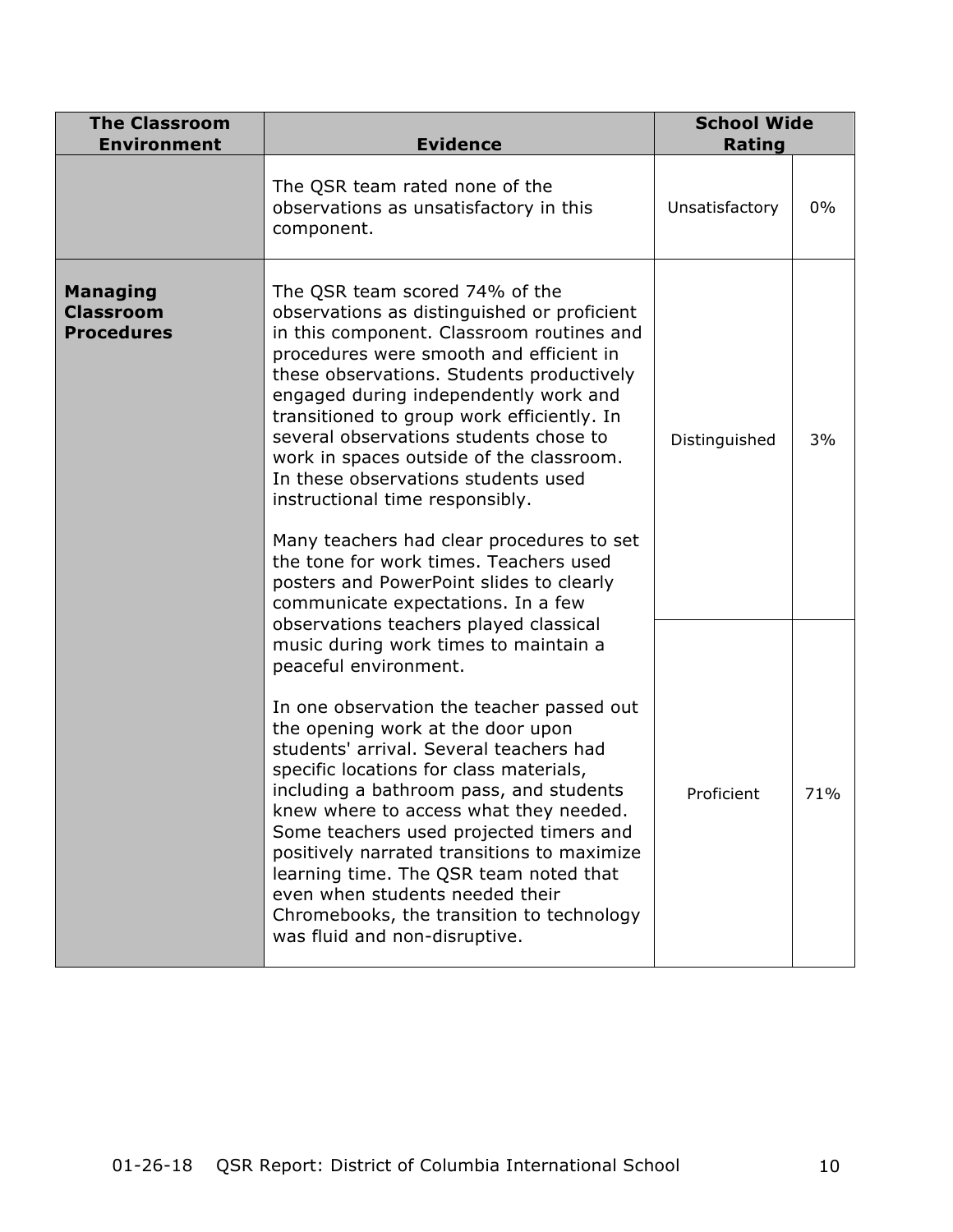| The Classroom Environment | Evidence | School Wide Rating | |
|---|---|---|---|
| | The QSR team rated none of the observations as unsatisfactory in this component. | Unsatisfactory | 0% |
| **Managing Classroom Procedures** | The QSR team scored 74% of the observations as distinguished or proficient in this component. Classroom routines and procedures were smooth and efficient in these observations. Students productively engaged during independently work and transitioned to group work efficiently. In several observations students chose to work in spaces outside of the classroom. In these observations students used instructional time responsibly.<br><br>Many teachers had clear procedures to set the tone for work times. Teachers used posters and PowerPoint slides to clearly communicate expectations. In a few observations teachers played classical music during work times to maintain a peaceful environment.<br><br>In one observation the teacher passed out the opening work at the door upon students' arrival. Several teachers had specific locations for class materials, including a bathroom pass, and students knew where to access what they needed. Some teachers used projected timers and positively narrated transitions to maximize learning time. The QSR team noted that even when students needed their Chromebooks, the transition to technology was fluid and non-disruptive. | Distinguished | 3% |
| | | Proficient | 71% |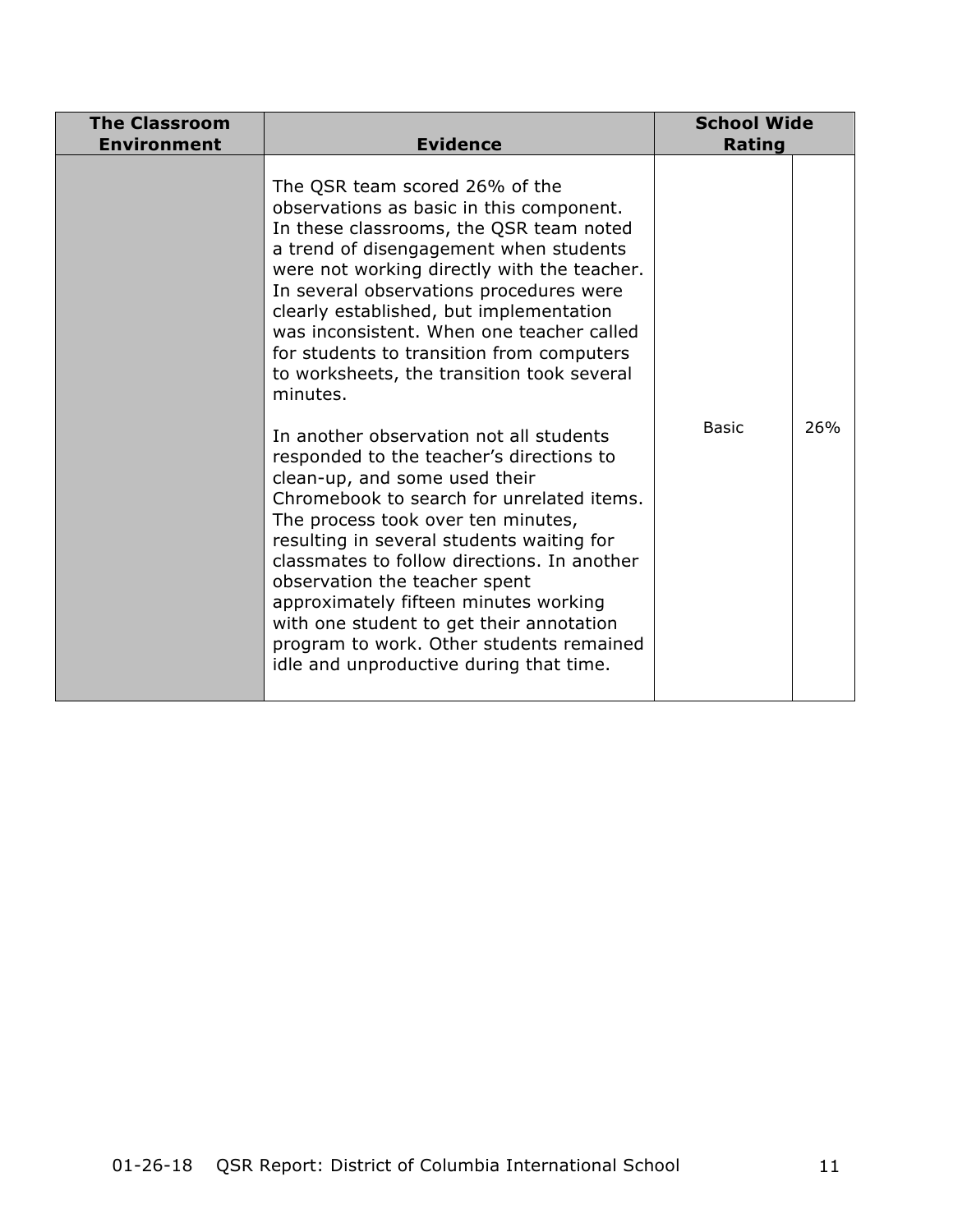| The Classroom Environment | Evidence | School Wide Rating | |
|---|---|---|---|
| | The QSR team scored 26% of the observations as basic in this component. In these classrooms, the QSR team noted a trend of disengagement when students were not working directly with the teacher. In several observations procedures were clearly established, but implementation was inconsistent. When one teacher called for students to transition from computers to worksheets, the transition took several minutes.<br><br>In another observation not all students responded to the teacher's directions to clean-up, and some used their Chromebook to search for unrelated items. The process took over ten minutes, resulting in several students waiting for classmates to follow directions. In another observation the teacher spent approximately fifteen minutes working with one student to get their annotation program to work. Other students remained idle and unproductive during that time. | Basic | 26% |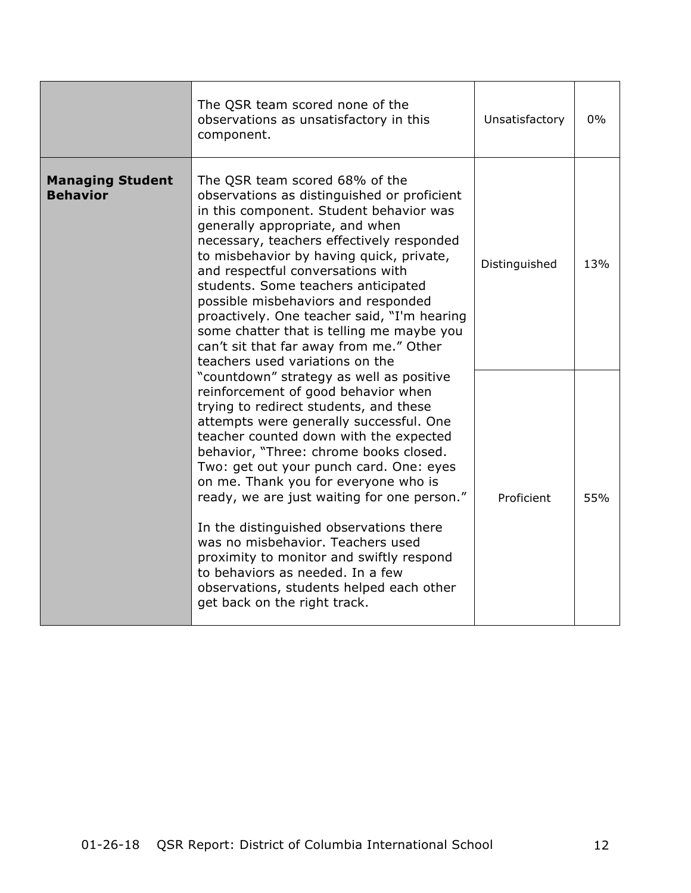|  |  |  |  |
|---|---|---|---|
|  | The QSR team scored none of the observations as unsatisfactory in this component. | Unsatisfactory | 0% |
| **Managing Student Behavior** | The QSR team scored 68% of the observations as distinguished or proficient in this component. Student behavior was generally appropriate, and when necessary, teachers effectively responded to misbehavior by having quick, private, and respectful conversations with students. Some teachers anticipated possible misbehaviors and responded proactively. One teacher said, "I'm hearing some chatter that is telling me maybe you can't sit that far away from me." Other teachers used variations on the "countdown" strategy as well as positive reinforcement of good behavior when trying to redirect students, and these attempts were generally successful. One teacher counted down with the expected behavior, "Three: chrome books closed. Two: get out your punch card. One: eyes on me. Thank you for everyone who is ready, we are just waiting for one person."<br><br>In the distinguished observations there was no misbehavior. Teachers used proximity to monitor and swiftly respond to behaviors as needed. In a few observations, students helped each other get back on the right track. | Distinguished | 13% |
|  |  | Proficient | 55% |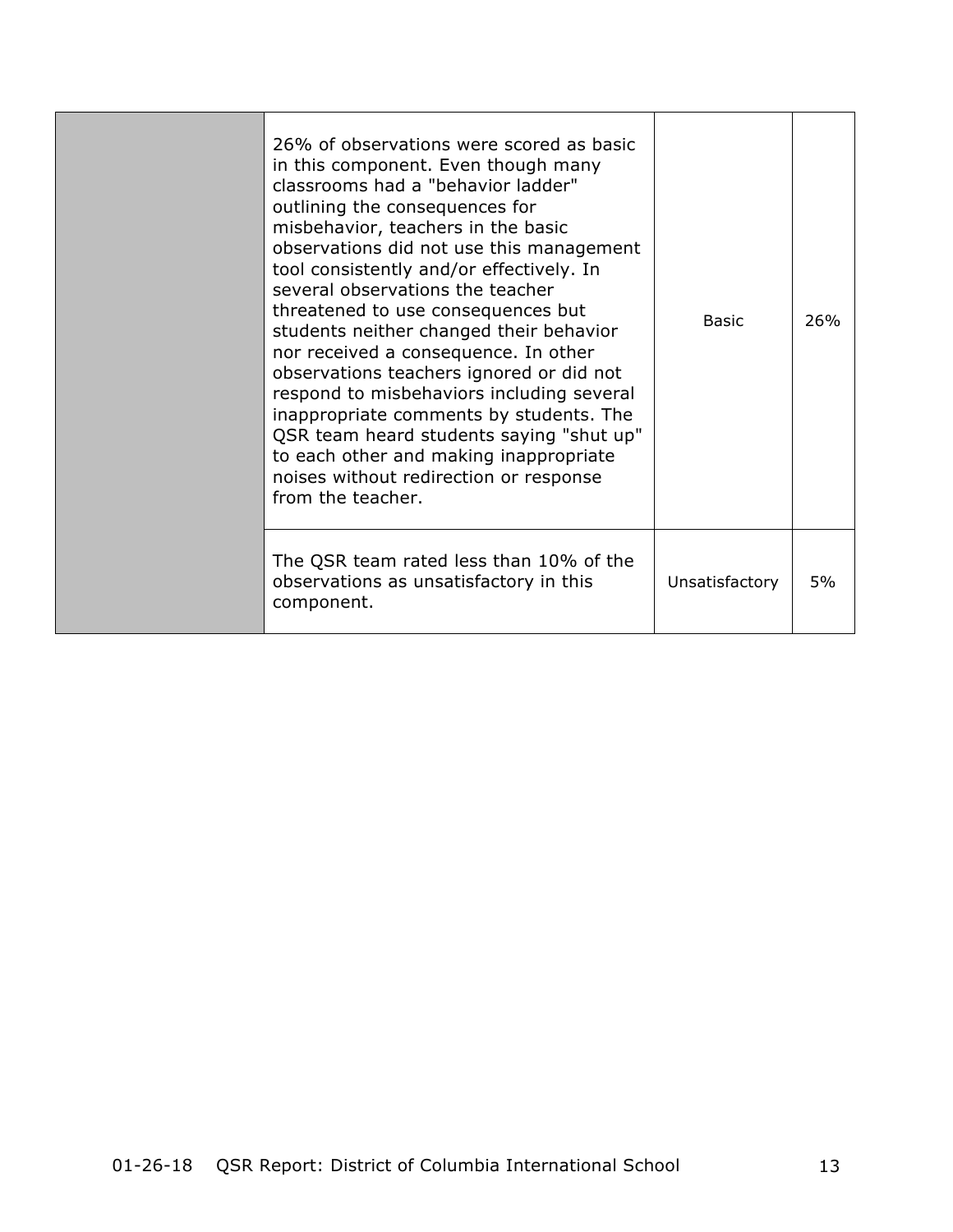| | | | |
|---|---|---|---|
| | 26% of observations were scored as basic in this component. Even though many classrooms had a "behavior ladder" outlining the consequences for misbehavior, teachers in the basic observations did not use this management tool consistently and/or effectively. In several observations the teacher threatened to use consequences but students neither changed their behavior nor received a consequence. In other observations teachers ignored or did not respond to misbehaviors including several inappropriate comments by students. The QSR team heard students saying "shut up" to each other and making inappropriate noises without redirection or response from the teacher. | Basic | 26% |
| | The QSR team rated less than 10% of the observations as unsatisfactory in this component. | Unsatisfactory | 5% |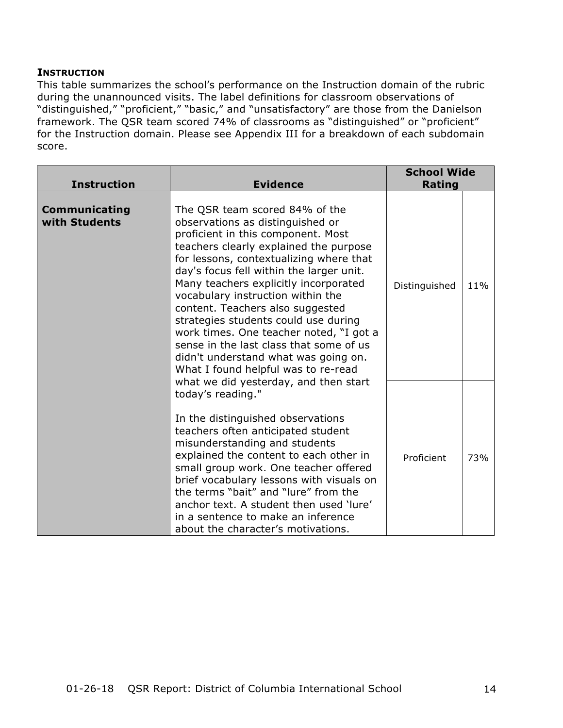**INSTRUCTION**

This table summarizes the school's performance on the Instruction domain of the rubric during the unannounced visits. The label definitions for classroom observations of "distinguished," "proficient," "basic," and "unsatisfactory" are those from the Danielson framework. The QSR team scored 74% of classrooms as "distinguished" or "proficient" for the Instruction domain. Please see Appendix III for a breakdown of each subdomain score.

| Instruction | Evidence | School Wide Rating | |
|---|---|---|---|
| **Communicating with Students** | The QSR team scored 84% of the observations as distinguished or proficient in this component. Most teachers clearly explained the purpose for lessons, contextualizing where that day's focus fell within the larger unit. Many teachers explicitly incorporated vocabulary instruction within the content. Teachers also suggested strategies students could use during work times. One teacher noted, "I got a sense in the last class that some of us didn't understand what was going on. What I found helpful was to re-read what we did yesterday, and then start today's reading."<br><br>In the distinguished observations teachers often anticipated student misunderstanding and students explained the content to each other in small group work. One teacher offered brief vocabulary lessons with visuals on the terms "bait" and "lure" from the anchor text. A student then used 'lure' in a sentence to make an inference about the character's motivations. | Distinguished | 11% |
| | | Proficient | 73% |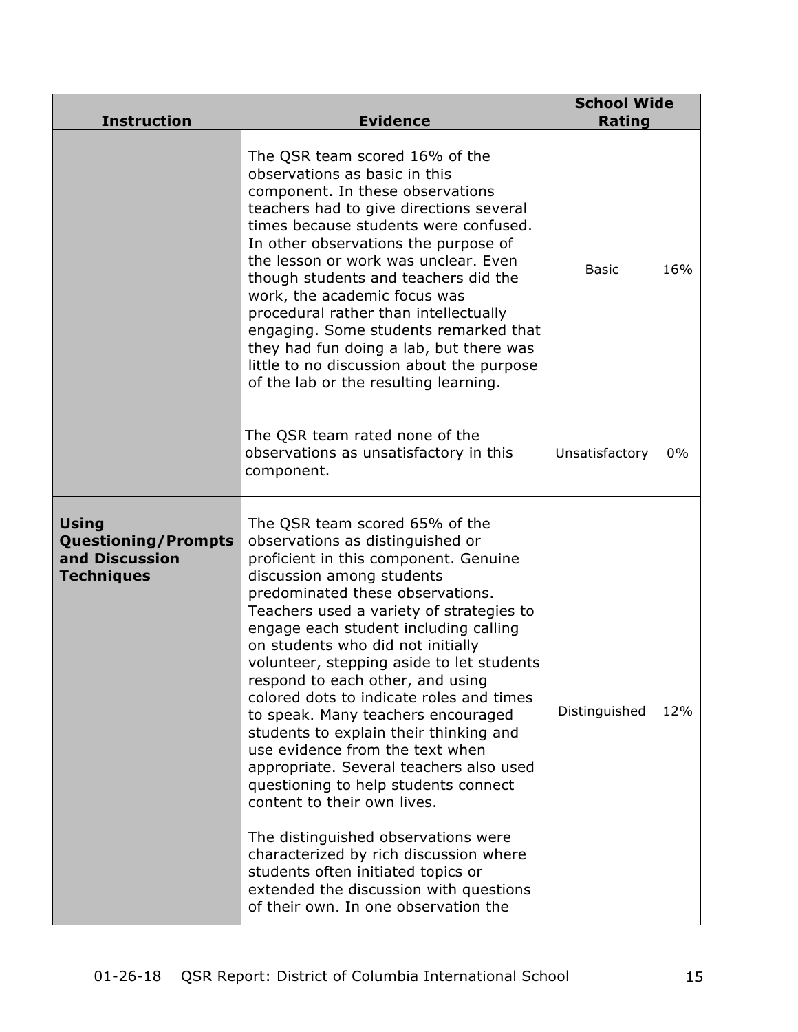| Instruction | Evidence | School Wide Rating | |
|---|---|---|---|
| | The QSR team scored 16% of the observations as basic in this component. In these observations teachers had to give directions several times because students were confused. In other observations the purpose of the lesson or work was unclear. Even though students and teachers did the work, the academic focus was procedural rather than intellectually engaging. Some students remarked that they had fun doing a lab, but there was little to no discussion about the purpose of the lab or the resulting learning. | Basic | 16% |
| | The QSR team rated none of the observations as unsatisfactory in this component. | Unsatisfactory | 0% |
| **Using Questioning/Prompts and Discussion Techniques** | The QSR team scored 65% of the observations as distinguished or proficient in this component. Genuine discussion among students predominated these observations. Teachers used a variety of strategies to engage each student including calling on students who did not initially volunteer, stepping aside to let students respond to each other, and using colored dots to indicate roles and times to speak. Many teachers encouraged students to explain their thinking and use evidence from the text when appropriate. Several teachers also used questioning to help students connect content to their own lives.<br><br>The distinguished observations were characterized by rich discussion where students often initiated topics or extended the discussion with questions of their own. In one observation the | Distinguished | 12% |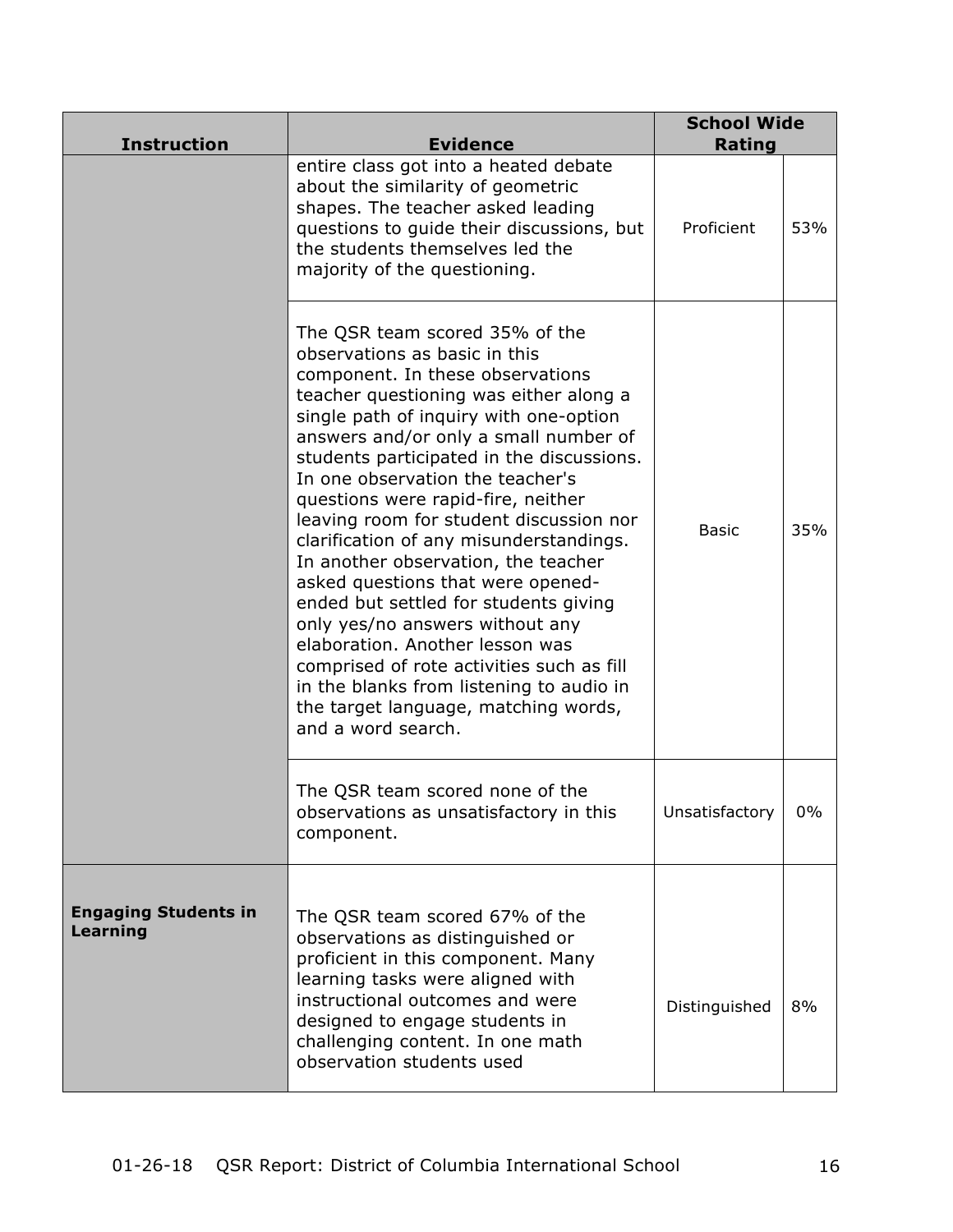| Instruction | Evidence | School Wide Rating | |
|---|---|---|---|
| | entire class got into a heated debate about the similarity of geometric shapes. The teacher asked leading questions to guide their discussions, but the students themselves led the majority of the questioning. | Proficient | 53% |
| | The QSR team scored 35% of the observations as basic in this component. In these observations teacher questioning was either along a single path of inquiry with one-option answers and/or only a small number of students participated in the discussions. In one observation the teacher's questions were rapid-fire, neither leaving room for student discussion nor clarification of any misunderstandings. In another observation, the teacher asked questions that were opened-ended but settled for students giving only yes/no answers without any elaboration. Another lesson was comprised of rote activities such as fill in the blanks from listening to audio in the target language, matching words, and a word search. | Basic | 35% |
| | The QSR team scored none of the observations as unsatisfactory in this component. | Unsatisfactory | 0% |
| **Engaging Students in Learning** | The QSR team scored 67% of the observations as distinguished or proficient in this component. Many learning tasks were aligned with instructional outcomes and were designed to engage students in challenging content. In one math observation students used | Distinguished | 8% |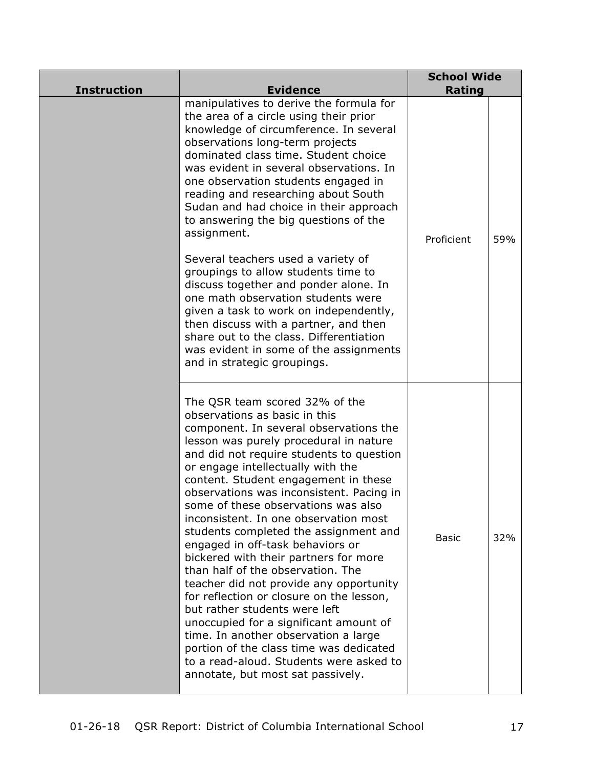| Instruction | Evidence | School Wide Rating | |
|---|---|---|---|
| | manipulatives to derive the formula for the area of a circle using their prior knowledge of circumference. In several observations long-term projects dominated class time. Student choice was evident in several observations. In one observation students engaged in reading and researching about South Sudan and had choice in their approach to answering the big questions of the assignment.<br><br>Several teachers used a variety of groupings to allow students time to discuss together and ponder alone. In one math observation students were given a task to work on independently, then discuss with a partner, and then share out to the class. Differentiation was evident in some of the assignments and in strategic groupings. | Proficient | 59% |
| | The QSR team scored 32% of the observations as basic in this component. In several observations the lesson was purely procedural in nature and did not require students to question or engage intellectually with the content. Student engagement in these observations was inconsistent. Pacing in some of these observations was also inconsistent. In one observation most students completed the assignment and engaged in off-task behaviors or bickered with their partners for more than half of the observation. The teacher did not provide any opportunity for reflection or closure on the lesson, but rather students were left unoccupied for a significant amount of time. In another observation a large portion of the class time was dedicated to a read-aloud. Students were asked to annotate, but most sat passively. | Basic | 32% |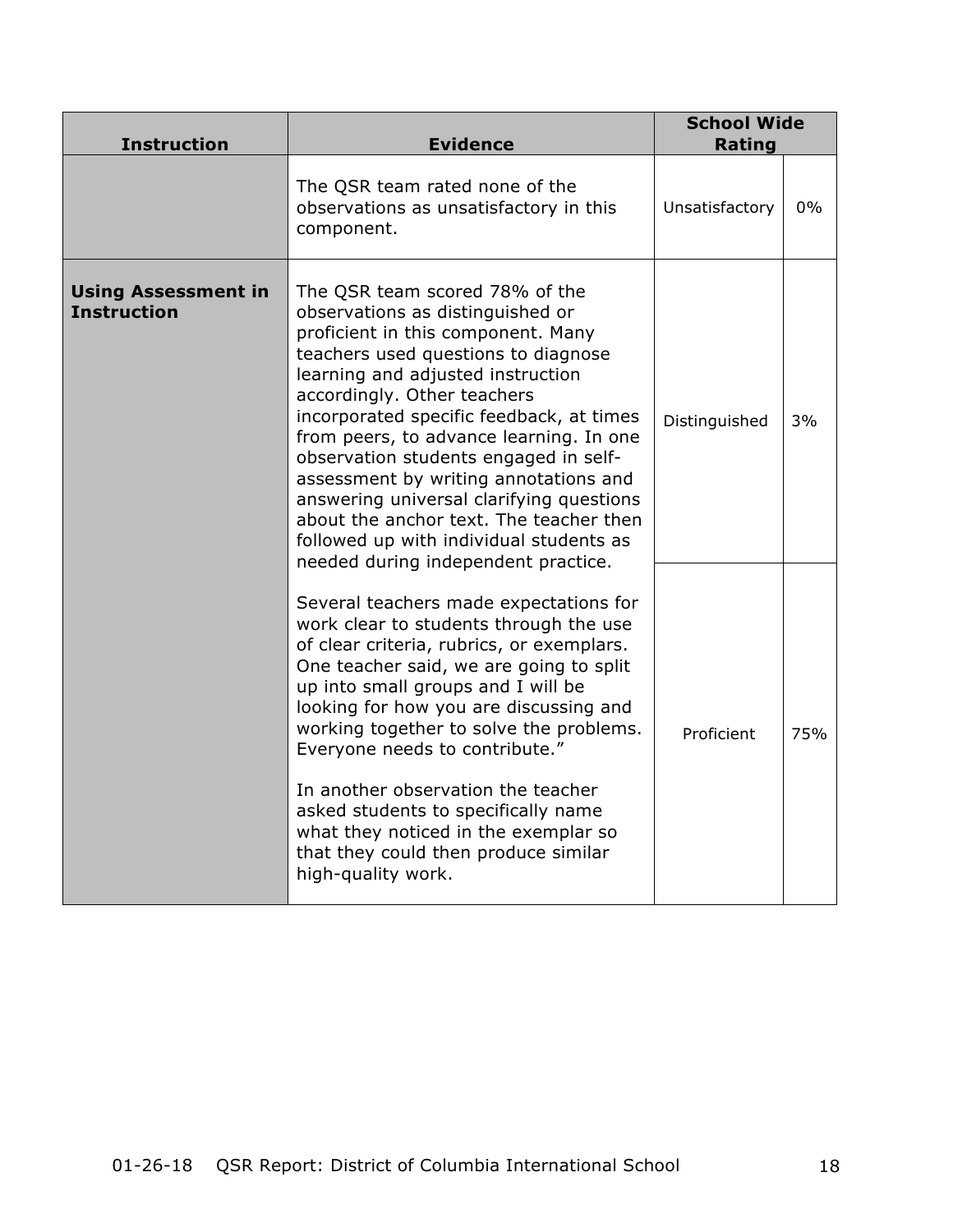| Instruction | Evidence | School Wide Rating | |
|---|---|---|---|
| | The QSR team rated none of the observations as unsatisfactory in this component. | Unsatisfactory | 0% |
| **Using Assessment in Instruction** | The QSR team scored 78% of the observations as distinguished or proficient in this component. Many teachers used questions to diagnose learning and adjusted instruction accordingly. Other teachers incorporated specific feedback, at times from peers, to advance learning. In one observation students engaged in self-assessment by writing annotations and answering universal clarifying questions about the anchor text. The teacher then followed up with individual students as needed during independent practice. | Distinguished | 3% |
| | Several teachers made expectations for work clear to students through the use of clear criteria, rubrics, or exemplars. One teacher said, we are going to split up into small groups and I will be looking for how you are discussing and working together to solve the problems. Everyone needs to contribute.”<br><br>In another observation the teacher asked students to specifically name what they noticed in the exemplar so that they could then produce similar high-quality work. | Proficient | 75% |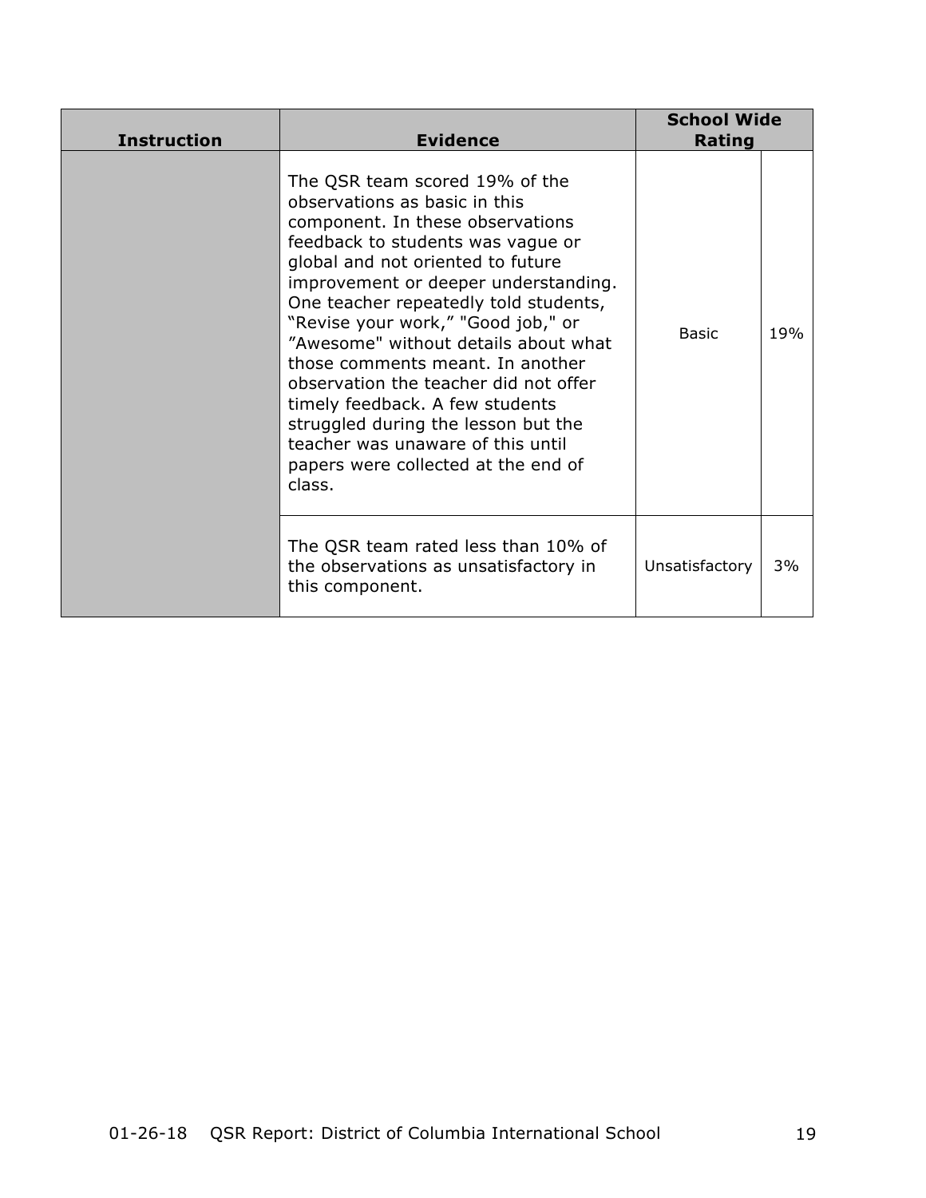| Instruction | Evidence | School Wide Rating | |
|---|---|---|---|
| | The QSR team scored 19% of the observations as basic in this component. In these observations feedback to students was vague or global and not oriented to future improvement or deeper understanding. One teacher repeatedly told students, “Revise your work,” "Good job," or ”Awesome" without details about what those comments meant. In another observation the teacher did not offer timely feedback. A few students struggled during the lesson but the teacher was unaware of this until papers were collected at the end of class. | Basic | 19% |
| | The QSR team rated less than 10% of the observations as unsatisfactory in this component. | Unsatisfactory | 3% |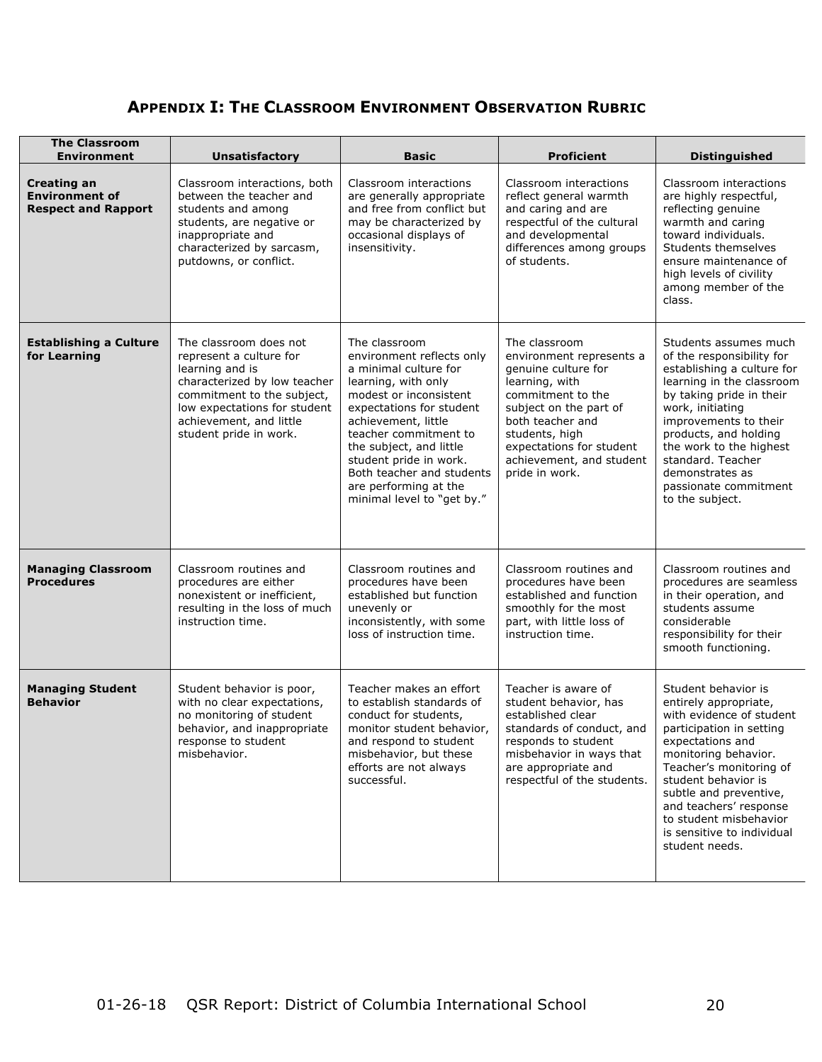## Appendix I: The Classroom Environment Observation Rubric

| The Classroom Environment | Unsatisfactory | Basic | Proficient | Distinguished |
|---|---|---|---|---|
| **Creating an Environment of Respect and Rapport** | Classroom interactions, both between the teacher and students and among students, are negative or inappropriate and characterized by sarcasm, putdowns, or conflict. | Classroom interactions are generally appropriate and free from conflict but may be characterized by occasional displays of insensitivity. | Classroom interactions reflect general warmth and caring and are respectful of the cultural and developmental differences among groups of students. | Classroom interactions are highly respectful, reflecting genuine warmth and caring toward individuals. Students themselves ensure maintenance of high levels of civility among member of the class. |
| **Establishing a Culture for Learning** | The classroom does not represent a culture for learning and is characterized by low teacher commitment to the subject, low expectations for student achievement, and little student pride in work. | The classroom environment reflects only a minimal culture for learning, with only modest or inconsistent expectations for student achievement, little teacher commitment to the subject, and little student pride in work. Both teacher and students are performing at the minimal level to "get by." | The classroom environment represents a genuine culture for learning, with commitment to the subject on the part of both teacher and students, high expectations for student achievement, and student pride in work. | Students assumes much of the responsibility for establishing a culture for learning in the classroom by taking pride in their work, initiating improvements to their products, and holding the work to the highest standard. Teacher demonstrates as passionate commitment to the subject. |
| **Managing Classroom Procedures** | Classroom routines and procedures are either nonexistent or inefficient, resulting in the loss of much instruction time. | Classroom routines and procedures have been established but function unevenly or inconsistently, with some loss of instruction time. | Classroom routines and procedures have been established and function smoothly for the most part, with little loss of instruction time. | Classroom routines and procedures are seamless in their operation, and students assume considerable responsibility for their smooth functioning. |
| **Managing Student Behavior** | Student behavior is poor, with no clear expectations, no monitoring of student behavior, and inappropriate response to student misbehavior. | Teacher makes an effort to establish standards of conduct for students, monitor student behavior, and respond to student misbehavior, but these efforts are not always successful. | Teacher is aware of student behavior, has established clear standards of conduct, and responds to student misbehavior in ways that are appropriate and respectful of the students. | Student behavior is entirely appropriate, with evidence of student participation in setting expectations and monitoring behavior. Teacher's monitoring of student behavior is subtle and preventive, and teachers' response to student misbehavior is sensitive to individual student needs. |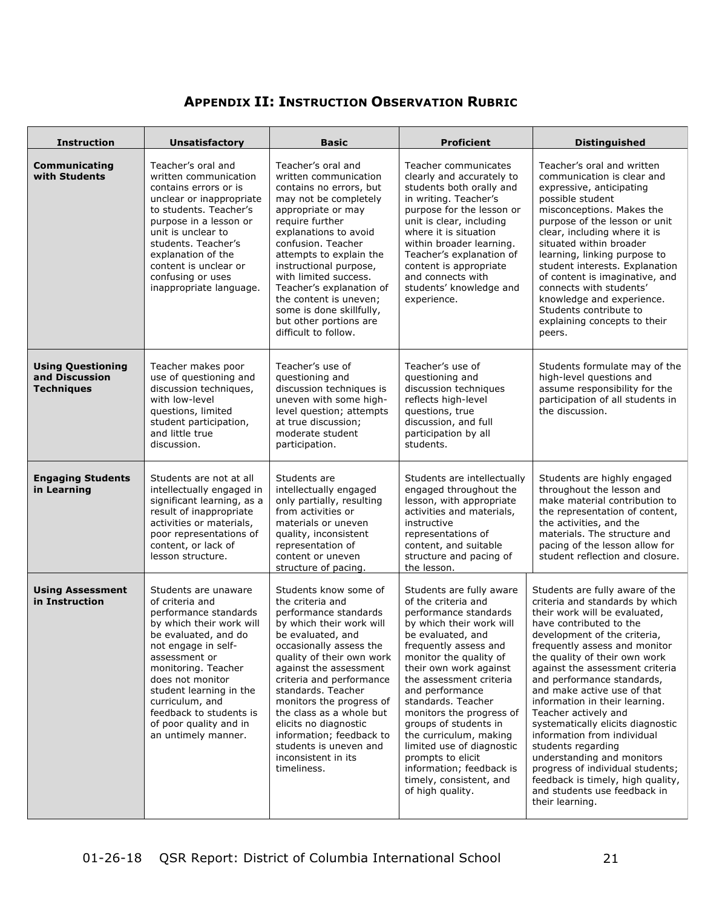## APPENDIX II: INSTRUCTION OBSERVATION RUBRIC

| Instruction | Unsatisfactory | Basic | Proficient | Distinguished |
|---|---|---|---|---|
| **Communicating with Students** | Teacher's oral and written communication contains errors or is unclear or inappropriate to students. Teacher's purpose in a lesson or unit is unclear to students. Teacher's explanation of the content is unclear or confusing or uses inappropriate language. | Teacher's oral and written communication contains no errors, but may not be completely appropriate or may require further explanations to avoid confusion. Teacher attempts to explain the instructional purpose, with limited success. Teacher's explanation of the content is uneven; some is done skillfully, but other portions are difficult to follow. | Teacher communicates clearly and accurately to students both orally and in writing. Teacher's purpose for the lesson or unit is clear, including where it is situation within broader learning. Teacher's explanation of content is appropriate and connects with students' knowledge and experience. | Teacher's oral and written communication is clear and expressive, anticipating possible student misconceptions. Makes the purpose of the lesson or unit clear, including where it is situated within broader learning, linking purpose to student interests. Explanation of content is imaginative, and connects with students' knowledge and experience. Students contribute to explaining concepts to their peers. |
| **Using Questioning and Discussion Techniques** | Teacher makes poor use of questioning and discussion techniques, with low-level questions, limited student participation, and little true discussion. | Teacher's use of questioning and discussion techniques is uneven with some high-level question; attempts at true discussion; moderate student participation. | Teacher's use of questioning and discussion techniques reflects high-level questions, true discussion, and full participation by all students. | Students formulate may of the high-level questions and assume responsibility for the participation of all students in the discussion. |
| **Engaging Students in Learning** | Students are not at all intellectually engaged in significant learning, as a result of inappropriate activities or materials, poor representations of content, or lack of lesson structure. | Students are intellectually engaged only partially, resulting from activities or materials or uneven quality, inconsistent representation of content or uneven structure of pacing. | Students are intellectually engaged throughout the lesson, with appropriate activities and materials, instructive representations of content, and suitable structure and pacing of the lesson. | Students are highly engaged throughout the lesson and make material contribution to the representation of content, the activities, and the materials. The structure and pacing of the lesson allow for student reflection and closure. |
| **Using Assessment in Instruction** | Students are unaware of criteria and performance standards by which their work will be evaluated, and do not engage in self-assessment or monitoring. Teacher does not monitor student learning in the curriculum, and feedback to students is of poor quality and in an untimely manner. | Students know some of the criteria and performance standards by which their work will be evaluated, and occasionally assess the quality of their own work against the assessment criteria and performance standards. Teacher monitors the progress of the class as a whole but elicits no diagnostic information; feedback to students is uneven and inconsistent in its timeliness. | Students are fully aware of the criteria and performance standards by which their work will be evaluated, and frequently assess and monitor the quality of their own work against the assessment criteria and performance standards. Teacher monitors the progress of groups of students in the curriculum, making limited use of diagnostic prompts to elicit information; feedback is timely, consistent, and of high quality. | Students are fully aware of the criteria and standards by which their work will be evaluated, have contributed to the development of the criteria, frequently assess and monitor the quality of their own work against the assessment criteria and performance standards, and make active use of that information in their learning. Teacher actively and systematically elicits diagnostic information from individual students regarding understanding and monitors progress of individual students; feedback is timely, high quality, and students use feedback in their learning. |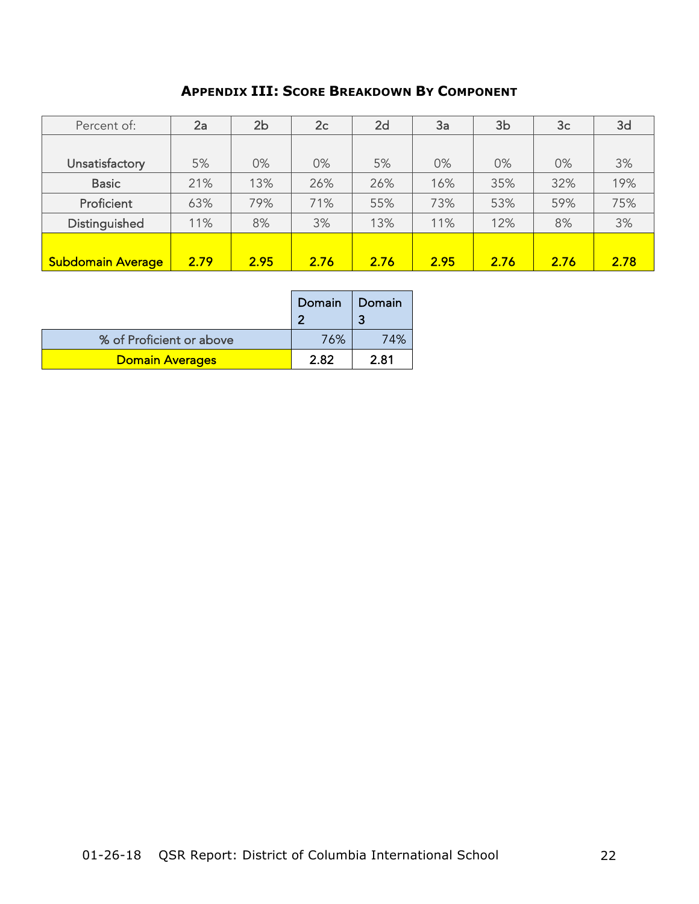## Appendix III: Score Breakdown By Component

| Percent of: | 2a | 2b | 2c | 2d | 3a | 3b | 3c | 3d |
|---|---|---|---|---|---|---|---|---|
| Unsatisfactory | 5% | 0% | 0% | 5% | 0% | 0% | 0% | 3% |
| Basic | 21% | 13% | 26% | 26% | 16% | 35% | 32% | 19% |
| Proficient | 63% | 79% | 71% | 55% | 73% | 53% | 59% | 75% |
| Distinguished | 11% | 8% | 3% | 13% | 11% | 12% | 8% | 3% |
| **Subdomain Average** | **2.79** | **2.95** | **2.76** | **2.76** | **2.95** | **2.76** | **2.76** | **2.78** |

| | Domain 2 | Domain 3 |
|---|---|---|
| % of Proficient or above | 76% | 74% |
| Domain Averages | 2.82 | 2.81 |